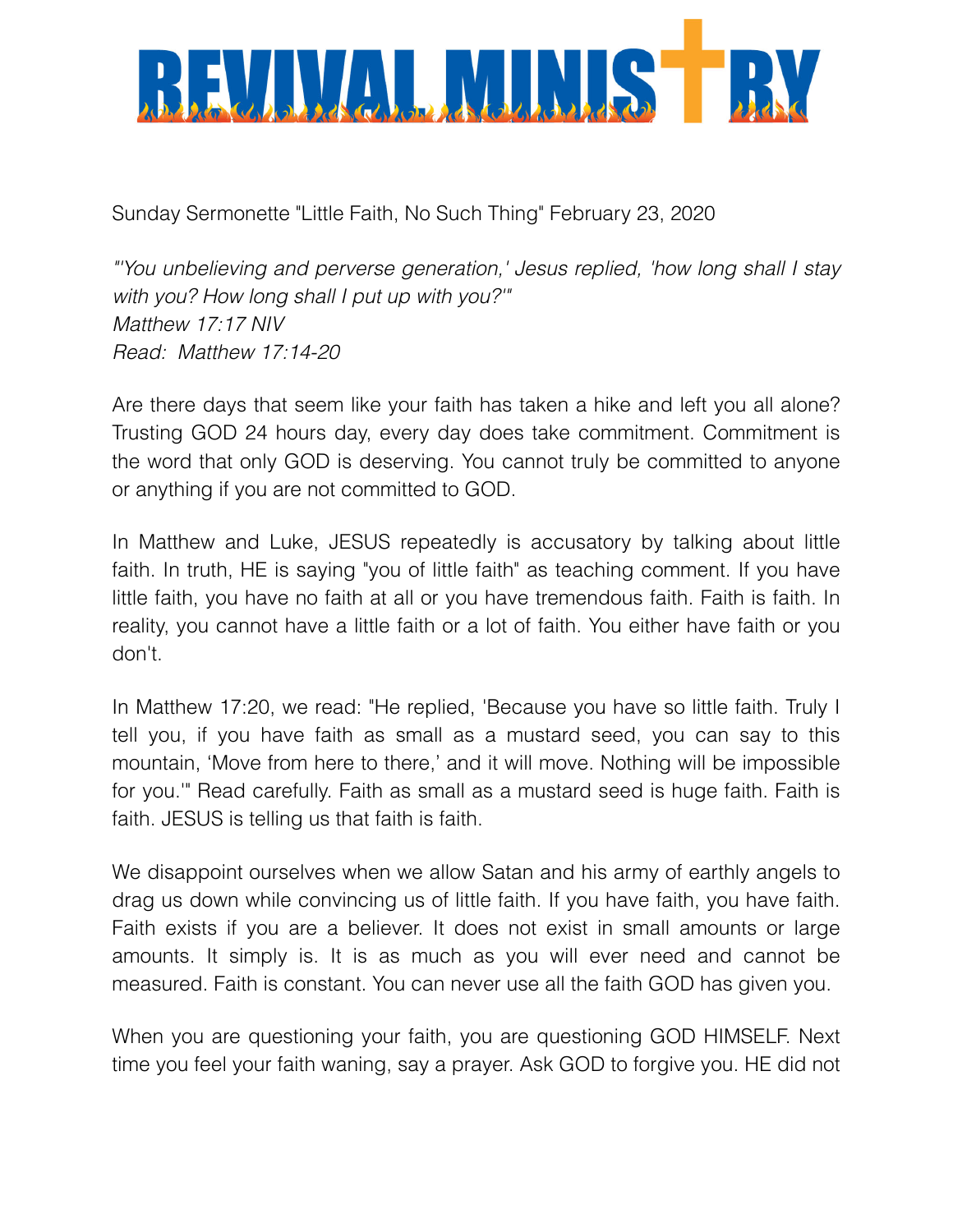# REVIVAL MINISTRY

Sunday Sermonette "Little Faith, No Such Thing" February 23, 2020

*"'You unbelieving and perverse generation,' Jesus replied, 'how long shall I stay with you? How long shall I put up with you?'"*
*Matthew 17:17 NIV*
*Read: Matthew 17:14-20*

Are there days that seem like your faith has taken a hike and left you all alone? Trusting GOD 24 hours day, every day does take commitment. Commitment is the word that only GOD is deserving. You cannot truly be committed to anyone or anything if you are not committed to GOD.

In Matthew and Luke, JESUS repeatedly is accusatory by talking about little faith. In truth, HE is saying "you of little faith" as teaching comment. If you have little faith, you have no faith at all or you have tremendous faith. Faith is faith. In reality, you cannot have a little faith or a lot of faith. You either have faith or you don't.

In Matthew 17:20, we read: "He replied, 'Because you have so little faith. Truly I tell you, if you have faith as small as a mustard seed, you can say to this mountain, 'Move from here to there,' and it will move. Nothing will be impossible for you.'" Read carefully. Faith as small as a mustard seed is huge faith. Faith is faith. JESUS is telling us that faith is faith.

We disappoint ourselves when we allow Satan and his army of earthly angels to drag us down while convincing us of little faith. If you have faith, you have faith. Faith exists if you are a believer. It does not exist in small amounts or large amounts. It simply is. It is as much as you will ever need and cannot be measured. Faith is constant. You can never use all the faith GOD has given you.

When you are questioning your faith, you are questioning GOD HIMSELF. Next time you feel your faith waning, say a prayer. Ask GOD to forgive you. HE did not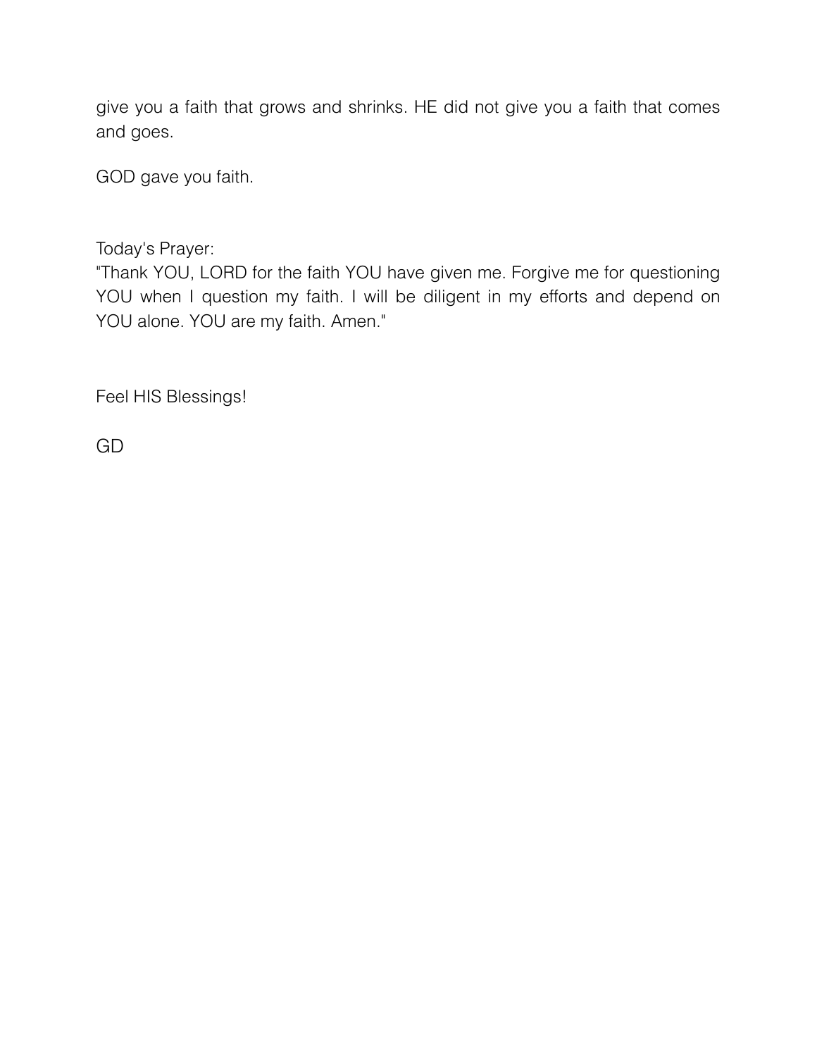give you a faith that grows and shrinks. HE did not give you a faith that comes and goes.

GOD gave you faith.

Today's Prayer:
"Thank YOU, LORD for the faith YOU have given me. Forgive me for questioning YOU when I question my faith. I will be diligent in my efforts and depend on YOU alone. YOU are my faith. Amen."

Feel HIS Blessings!

GD